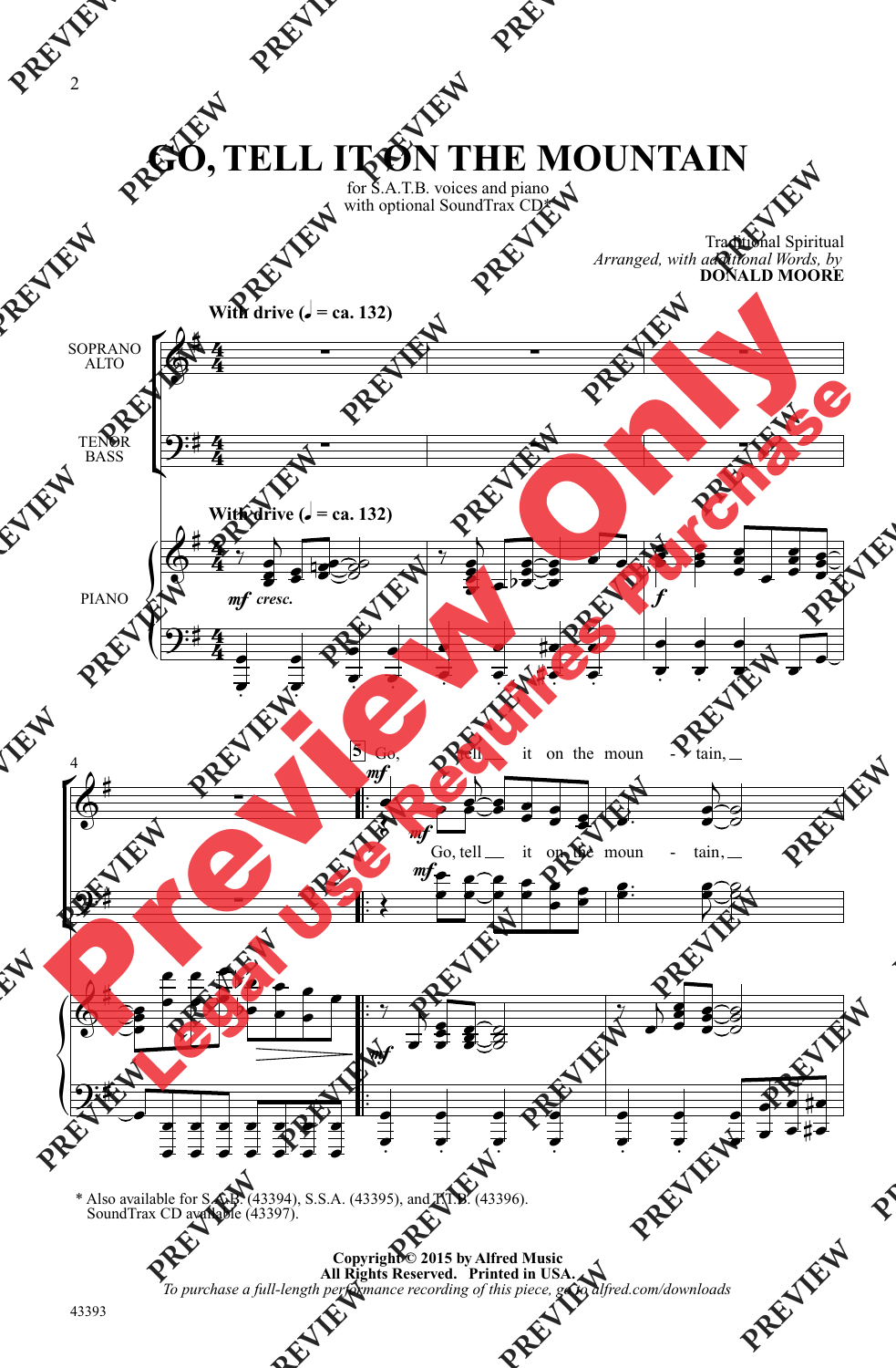# GO, TELL IT ON THE MOUNTAIN

for S.A.T.B. voices and piano
with optional SoundTrax CD*

Traditional Spiritual
*Arranged, with additional Words, by*
**DONALD MOORE**

**With drive (♩ = ca. 132)**

SOPRANO ALTO

TENOR BASS

PIANO

*mf cresc.*

*f*

5 Go, tell it on the moun - tain,

Go, tell it on the moun - tain,

\* Also available for S.A.B. (43394), S.S.A. (43395), and T.T.B. (43396).
SoundTrax CD available (43397).

**Copyright © 2015 by Alfred Music**
**All Rights Reserved. Printed in USA.**
*To purchase a full-length performance recording of this piece, go to alfred.com/downloads*

43393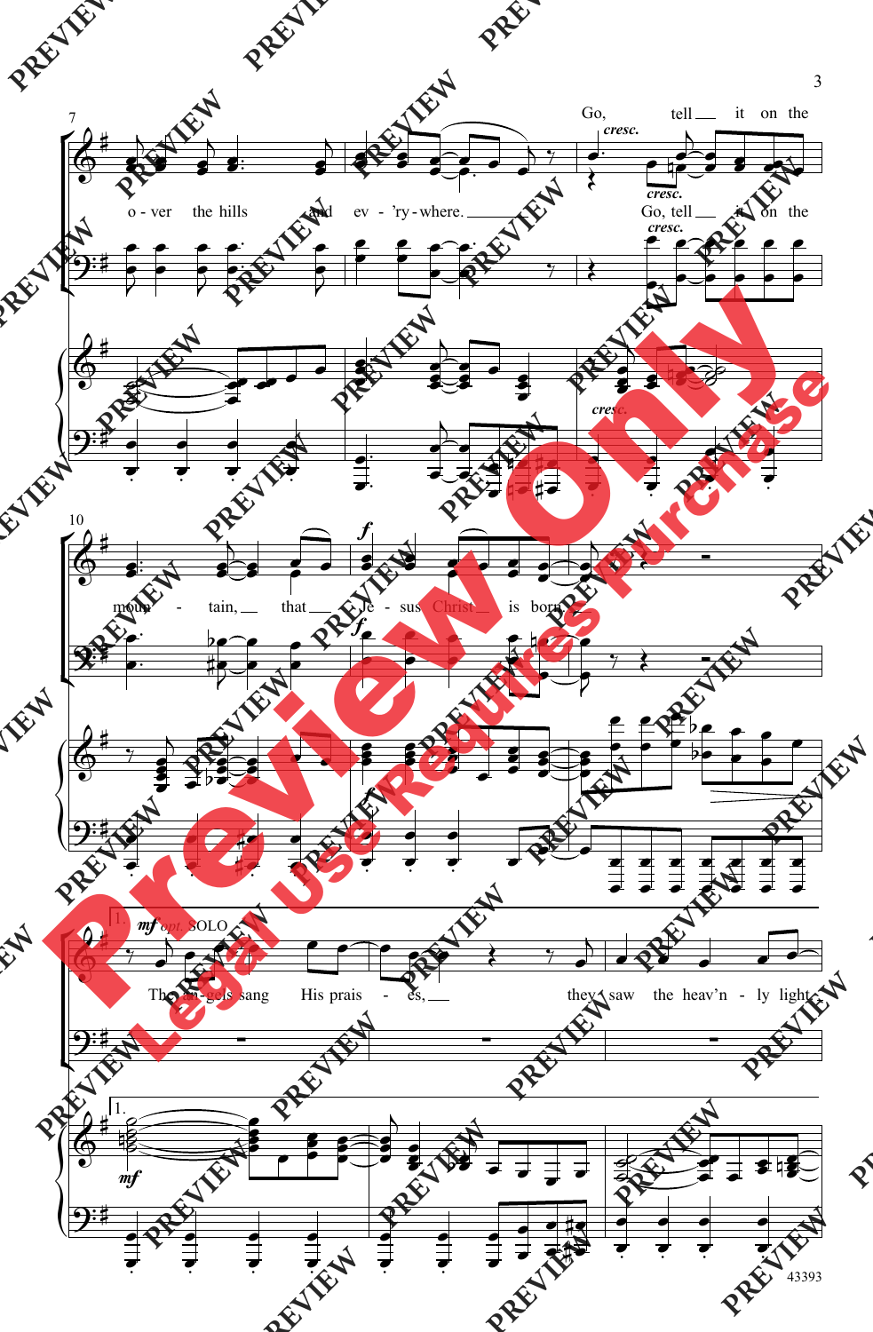Go, tell it on the

o - ver the hills and ev - 'ry - where. Go, tell it on the

moun - tain, that Je - sus Christ is born.

1. *mf opt.* SOLO

The an - gels sang His prais - es, they saw the heav'n - ly light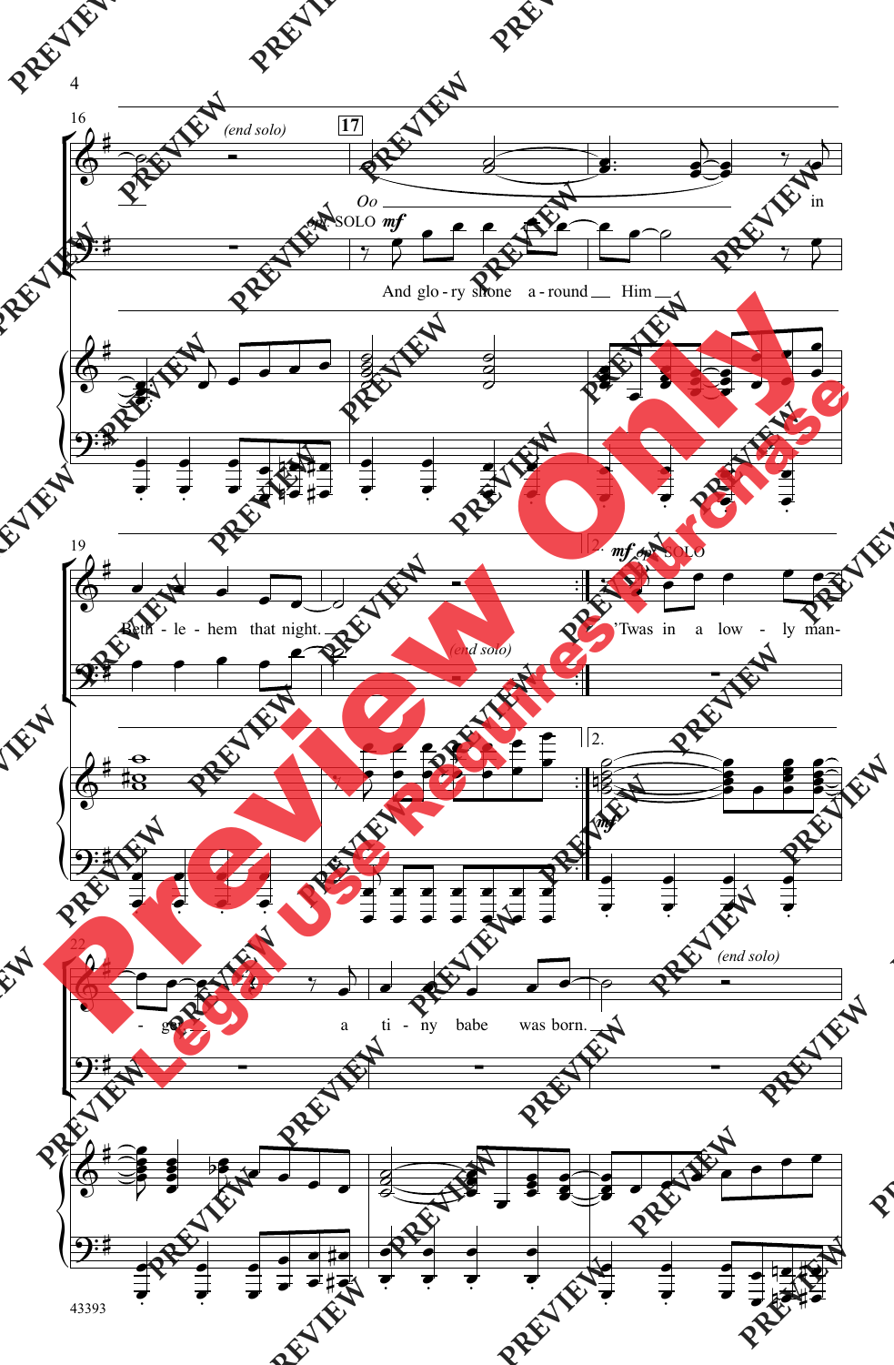(end solo)

17

Oo in

opt. SOLO *mf*

And glo - ry shone a - round Him

Beth - le - hem that night.

(end solo)

2. *mf* opt. SOLO

'Twas in a low - ly man-

*mf*

- ger, a ti - ny babe was born.

(end solo)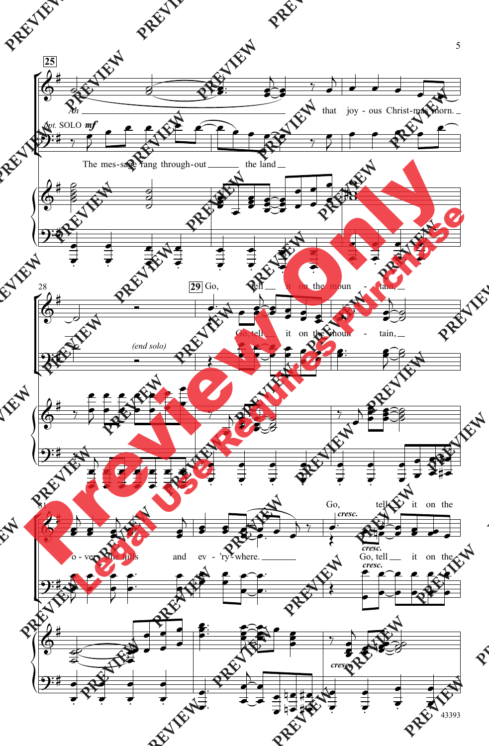25

Ah that joy - ous Christ-mas morn.

Opt. SOLO *mf*

The mes-sage rang through-out the land

28

(end solo)

29 Go, tell it on the moun - tain,

Go, tell it on the moun - tain,

31

o - ver the hills and ev - 'ry - where.

Go, tell it on the

*cresc.*

Go, tell it on the

*cresc.*

*cresc.*

*cresc.*

43393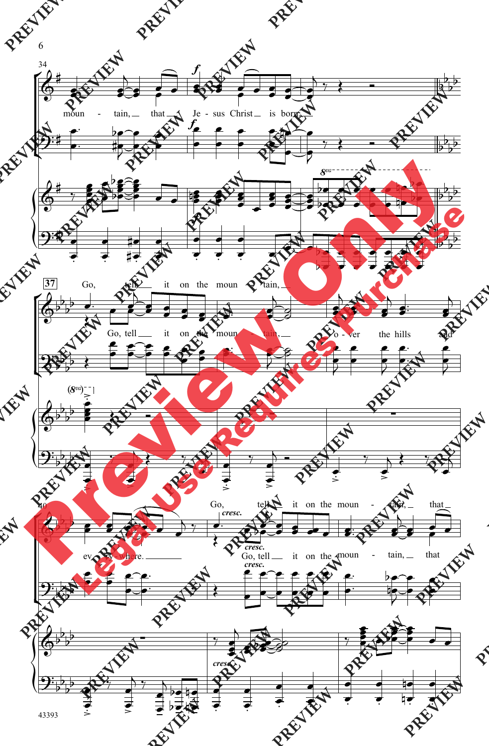moun - tain, that Je - sus Christ is born.

Go, tell it on the moun - tain, Go, tell it on the moun - tain, o - ver the hills and ev - 'ry - where.

Go, tell it on the moun - tain, that Go, tell it on the moun - tain, that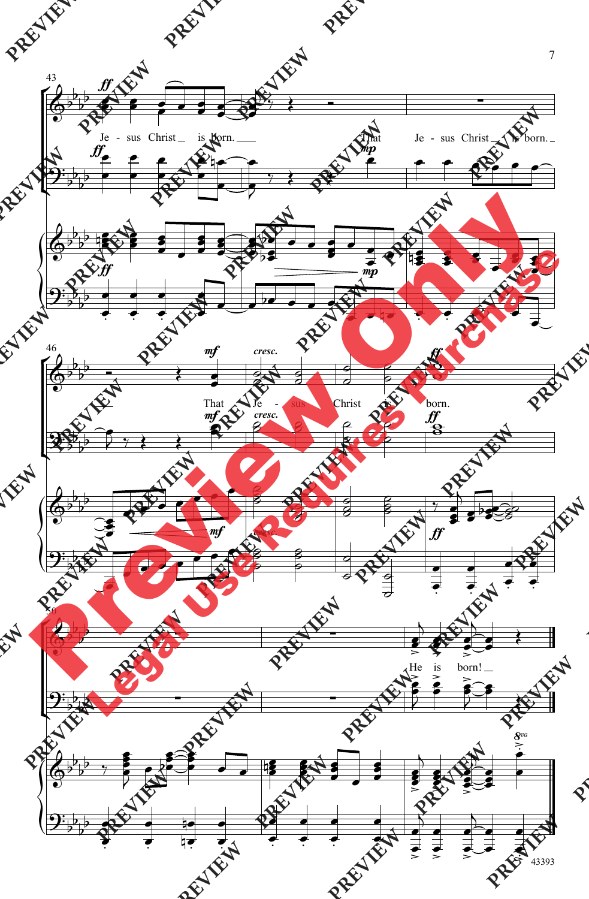Je - sus Christ is born.

That Je - sus Christ is born.

That Je - sus Christ is born.

He is born!

43393